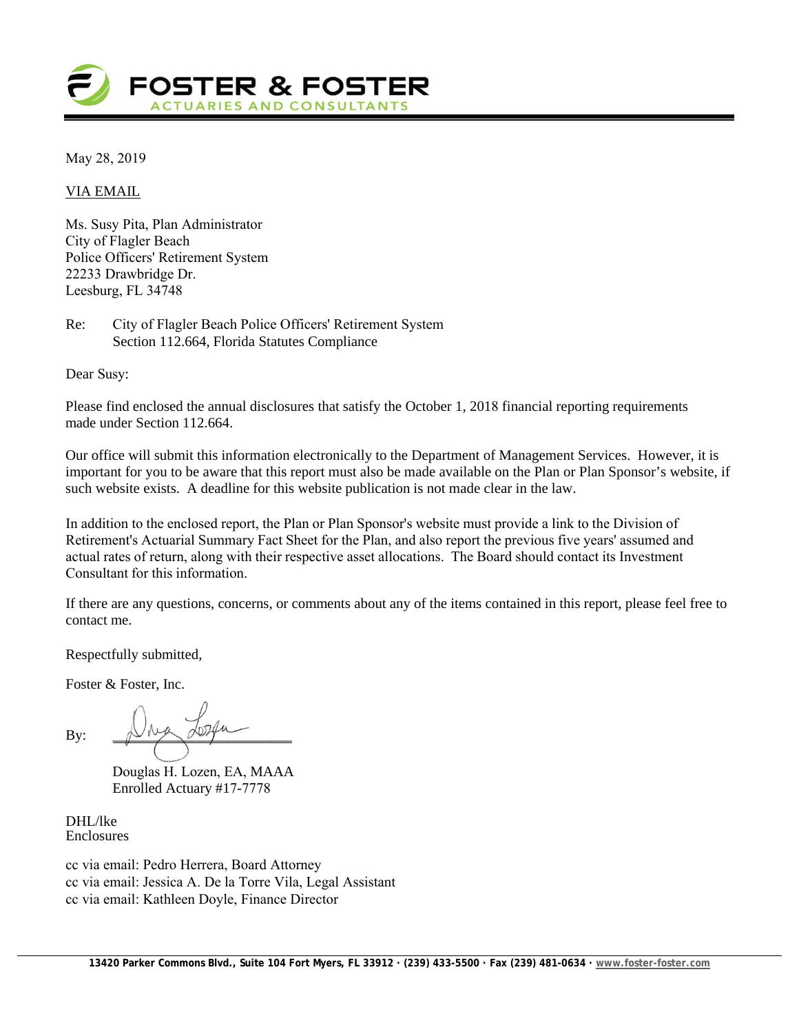**FOSTER & FOSTER**
ACTUARIES AND CONSULTANTS

May 28, 2019

VIA EMAIL

Ms. Susy Pita, Plan Administrator
City of Flagler Beach
Police Officers' Retirement System
22233 Drawbridge Dr.
Leesburg, FL 34748

Re: City of Flagler Beach Police Officers' Retirement System
Section 112.664, Florida Statutes Compliance

Dear Susy:

Please find enclosed the annual disclosures that satisfy the October 1, 2018 financial reporting requirements made under Section 112.664.

Our office will submit this information electronically to the Department of Management Services. However, it is important for you to be aware that this report must also be made available on the Plan or Plan Sponsor's website, if such website exists. A deadline for this website publication is not made clear in the law.

In addition to the enclosed report, the Plan or Plan Sponsor's website must provide a link to the Division of Retirement's Actuarial Summary Fact Sheet for the Plan, and also report the previous five years' assumed and actual rates of return, along with their respective asset allocations. The Board should contact its Investment Consultant for this information.

If there are any questions, concerns, or comments about any of the items contained in this report, please feel free to contact me.

Respectfully submitted,

Foster & Foster, Inc.

By: ______________________

Douglas H. Lozen, EA, MAAA
Enrolled Actuary #17-7778

DHL/lke
Enclosures

cc via email: Pedro Herrera, Board Attorney
cc via email: Jessica A. De la Torre Vila, Legal Assistant
cc via email: Kathleen Doyle, Finance Director

13420 Parker Commons Blvd., Suite 104 Fort Myers, FL 33912 · (239) 433-5500 · Fax (239) 481-0634 · www.foster-foster.com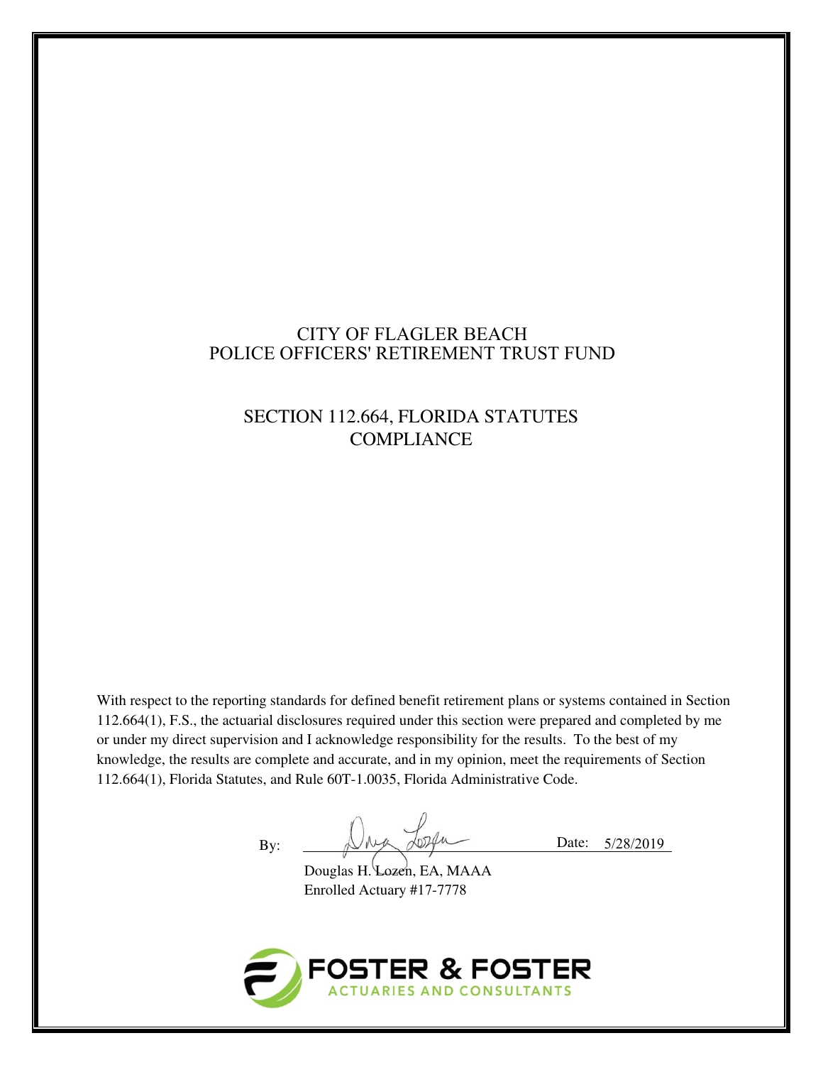# CITY OF FLAGLER BEACH
# POLICE OFFICERS' RETIREMENT TRUST FUND

## SECTION 112.664, FLORIDA STATUTES
## COMPLIANCE

With respect to the reporting standards for defined benefit retirement plans or systems contained in Section 112.664(1), F.S., the actuarial disclosures required under this section were prepared and completed by me or under my direct supervision and I acknowledge responsibility for the results. To the best of my knowledge, the results are complete and accurate, and in my opinion, meet the requirements of Section 112.664(1), Florida Statutes, and Rule 60T-1.0035, Florida Administrative Code.

By: ______________________ Date: 5/28/2019

Douglas H. Lozen, EA, MAAA
Enrolled Actuary #17-7778

FOSTER & FOSTER
ACTUARIES AND CONSULTANTS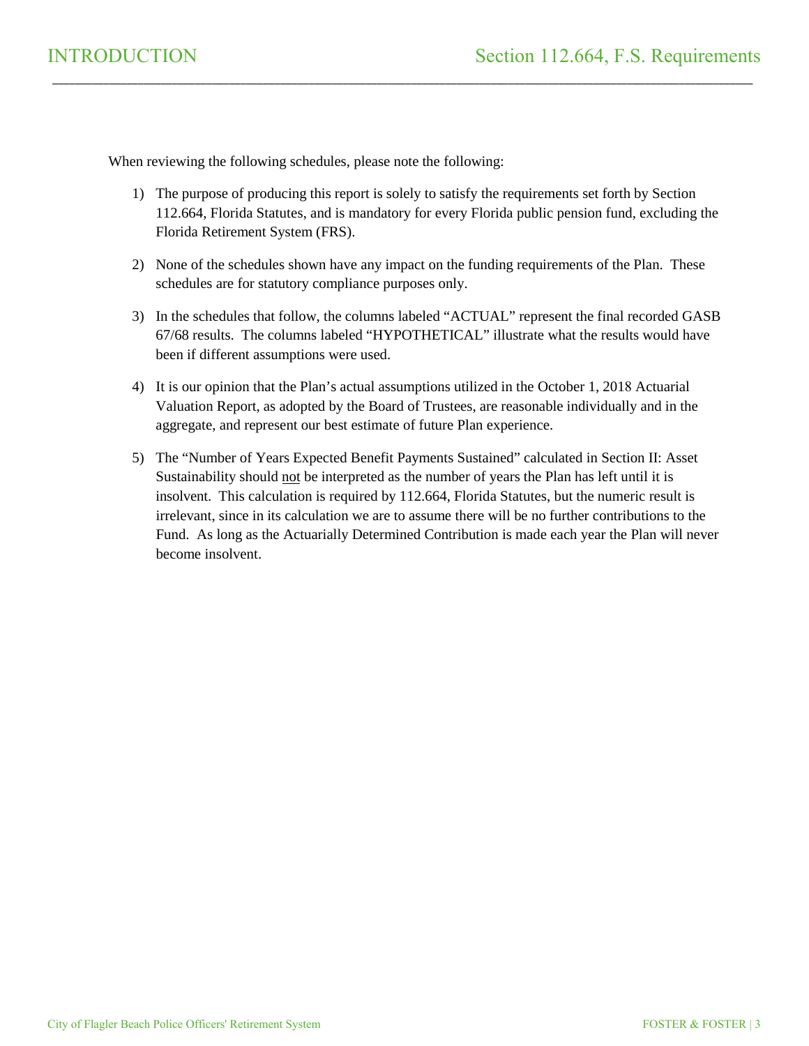# INTRODUCTION

## Section 112.664, F.S. Requirements

When reviewing the following schedules, please note the following:

1) The purpose of producing this report is solely to satisfy the requirements set forth by Section 112.664, Florida Statutes, and is mandatory for every Florida public pension fund, excluding the Florida Retirement System (FRS).

2) None of the schedules shown have any impact on the funding requirements of the Plan. These schedules are for statutory compliance purposes only.

3) In the schedules that follow, the columns labeled "ACTUAL" represent the final recorded GASB 67/68 results. The columns labeled "HYPOTHETICAL" illustrate what the results would have been if different assumptions were used.

4) It is our opinion that the Plan's actual assumptions utilized in the October 1, 2018 Actuarial Valuation Report, as adopted by the Board of Trustees, are reasonable individually and in the aggregate, and represent our best estimate of future Plan experience.

5) The "Number of Years Expected Benefit Payments Sustained" calculated in Section II: Asset Sustainability should <u>not</u> be interpreted as the number of years the Plan has left until it is insolvent. This calculation is required by 112.664, Florida Statutes, but the numeric result is irrelevant, since in its calculation we are to assume there will be no further contributions to the Fund. As long as the Actuarially Determined Contribution is made each year the Plan will never become insolvent.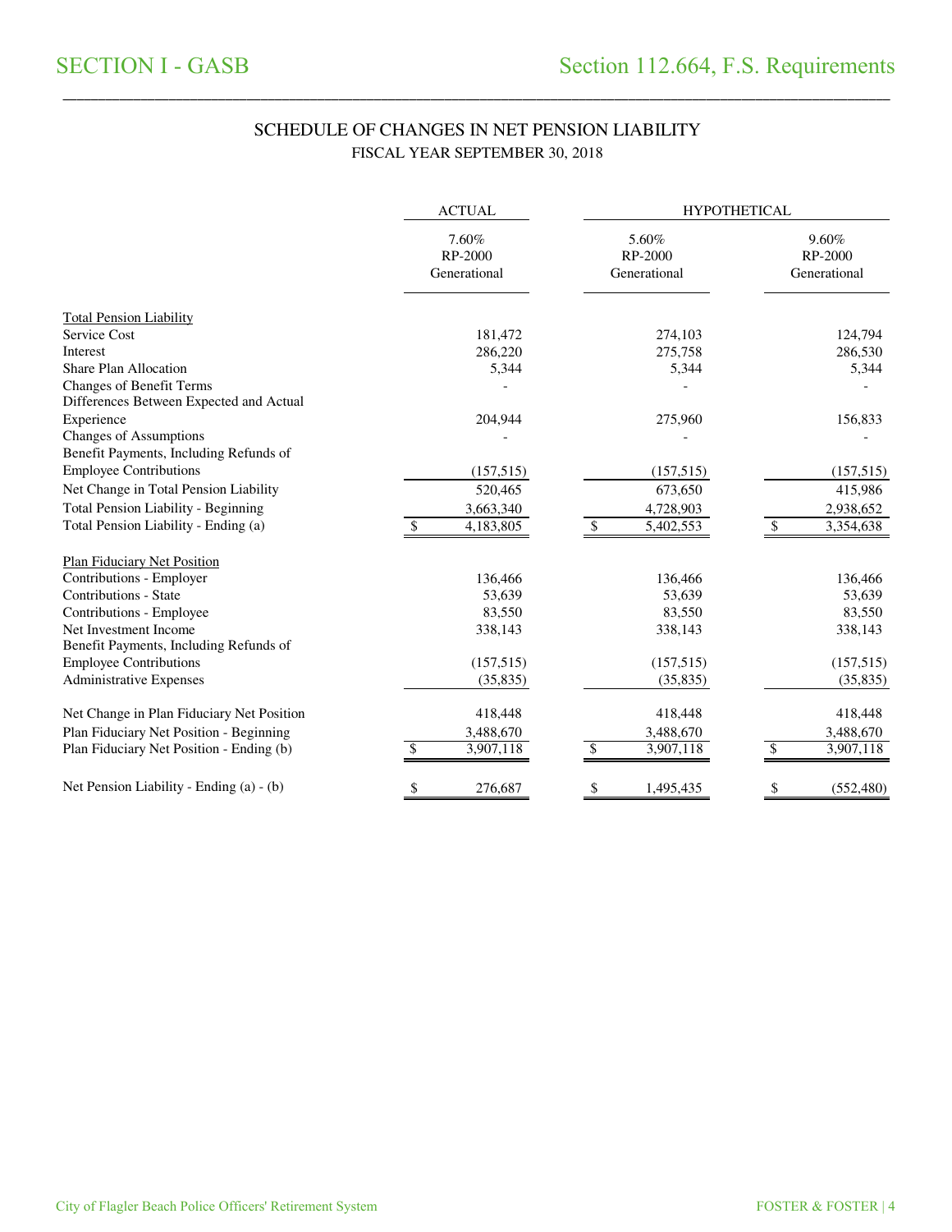# SCHEDULE OF CHANGES IN NET PENSION LIABILITY

## FISCAL YEAR SEPTEMBER 30, 2018

| | ACTUAL | HYPOTHETICAL | |
|---|---|---|---|
| | 7.60% RP-2000 Generational | 5.60% RP-2000 Generational | 9.60% RP-2000 Generational |
| **Total Pension Liability** | | | |
| Service Cost | 181,472 | 274,103 | 124,794 |
| Interest | 286,220 | 275,758 | 286,530 |
| Share Plan Allocation | 5,344 | 5,344 | 5,344 |
| Changes of Benefit Terms | - | - | - |
| Differences Between Expected and Actual Experience | 204,944 | 275,960 | 156,833 |
| Changes of Assumptions | - | - | - |
| Benefit Payments, Including Refunds of Employee Contributions | (157,515) | (157,515) | (157,515) |
| Net Change in Total Pension Liability | 520,465 | 673,650 | 415,986 |
| Total Pension Liability - Beginning | 3,663,340 | 4,728,903 | 2,938,652 |
| Total Pension Liability - Ending (a) | $ 4,183,805 | $ 5,402,553 | $ 3,354,638 |
| **Plan Fiduciary Net Position** | | | |
| Contributions - Employer | 136,466 | 136,466 | 136,466 |
| Contributions - State | 53,639 | 53,639 | 53,639 |
| Contributions - Employee | 83,550 | 83,550 | 83,550 |
| Net Investment Income | 338,143 | 338,143 | 338,143 |
| Benefit Payments, Including Refunds of Employee Contributions | (157,515) | (157,515) | (157,515) |
| Administrative Expenses | (35,835) | (35,835) | (35,835) |
| Net Change in Plan Fiduciary Net Position | 418,448 | 418,448 | 418,448 |
| Plan Fiduciary Net Position - Beginning | 3,488,670 | 3,488,670 | 3,488,670 |
| Plan Fiduciary Net Position - Ending (b) | $ 3,907,118 | $ 3,907,118 | $ 3,907,118 |
| Net Pension Liability - Ending (a) - (b) | $ 276,687 | $ 1,495,435 | $ (552,480) |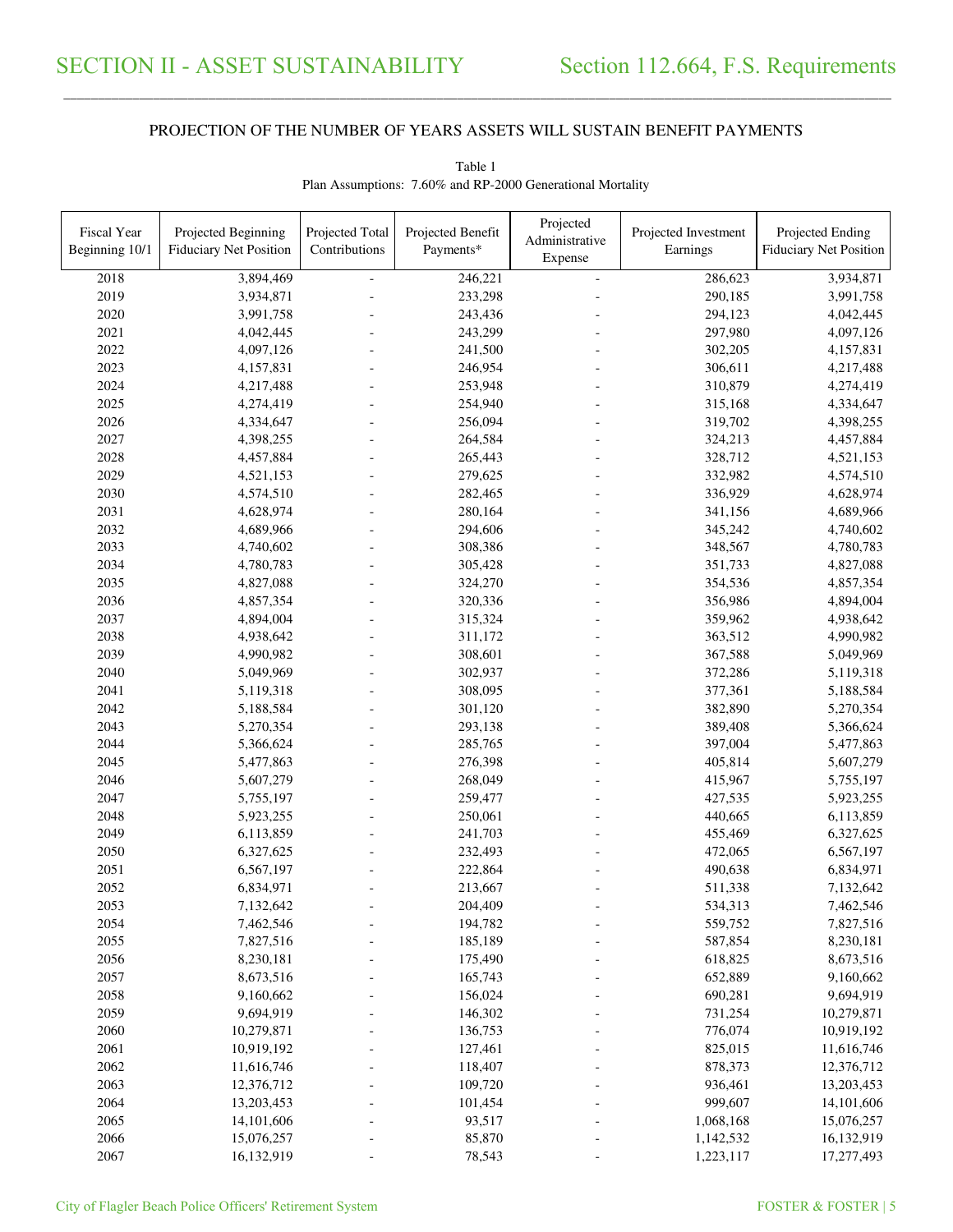# SECTION II - ASSET SUSTAINABILITY

## Section 112.664, F.S. Requirements

### PROJECTION OF THE NUMBER OF YEARS ASSETS WILL SUSTAIN BENEFIT PAYMENTS

Table 1
Plan Assumptions: 7.60% and RP-2000 Generational Mortality

| Fiscal Year Beginning 10/1 | Projected Beginning Fiduciary Net Position | Projected Total Contributions | Projected Benefit Payments* | Projected Administrative Expense | Projected Investment Earnings | Projected Ending Fiduciary Net Position |
|---|---|---|---|---|---|---|
| 2018 | 3,894,469 | - | 246,221 | - | 286,623 | 3,934,871 |
| 2019 | 3,934,871 | - | 233,298 | - | 290,185 | 3,991,758 |
| 2020 | 3,991,758 | - | 243,436 | - | 294,123 | 4,042,445 |
| 2021 | 4,042,445 | - | 243,299 | - | 297,980 | 4,097,126 |
| 2022 | 4,097,126 | - | 241,500 | - | 302,205 | 4,157,831 |
| 2023 | 4,157,831 | - | 246,954 | - | 306,611 | 4,217,488 |
| 2024 | 4,217,488 | - | 253,948 | - | 310,879 | 4,274,419 |
| 2025 | 4,274,419 | - | 254,940 | - | 315,168 | 4,334,647 |
| 2026 | 4,334,647 | - | 256,094 | - | 319,702 | 4,398,255 |
| 2027 | 4,398,255 | - | 264,584 | - | 324,213 | 4,457,884 |
| 2028 | 4,457,884 | - | 265,443 | - | 328,712 | 4,521,153 |
| 2029 | 4,521,153 | - | 279,625 | - | 332,982 | 4,574,510 |
| 2030 | 4,574,510 | - | 282,465 | - | 336,929 | 4,628,974 |
| 2031 | 4,628,974 | - | 280,164 | - | 341,156 | 4,689,966 |
| 2032 | 4,689,966 | - | 294,606 | - | 345,242 | 4,740,602 |
| 2033 | 4,740,602 | - | 308,386 | - | 348,567 | 4,780,783 |
| 2034 | 4,780,783 | - | 305,428 | - | 351,733 | 4,827,088 |
| 2035 | 4,827,088 | - | 324,270 | - | 354,536 | 4,857,354 |
| 2036 | 4,857,354 | - | 320,336 | - | 356,986 | 4,894,004 |
| 2037 | 4,894,004 | - | 315,324 | - | 359,962 | 4,938,642 |
| 2038 | 4,938,642 | - | 311,172 | - | 363,512 | 4,990,982 |
| 2039 | 4,990,982 | - | 308,601 | - | 367,588 | 5,049,969 |
| 2040 | 5,049,969 | - | 302,937 | - | 372,286 | 5,119,318 |
| 2041 | 5,119,318 | - | 308,095 | - | 377,361 | 5,188,584 |
| 2042 | 5,188,584 | - | 301,120 | - | 382,890 | 5,270,354 |
| 2043 | 5,270,354 | - | 293,138 | - | 389,408 | 5,366,624 |
| 2044 | 5,366,624 | - | 285,765 | - | 397,004 | 5,477,863 |
| 2045 | 5,477,863 | - | 276,398 | - | 405,814 | 5,607,279 |
| 2046 | 5,607,279 | - | 268,049 | - | 415,967 | 5,755,197 |
| 2047 | 5,755,197 | - | 259,477 | - | 427,535 | 5,923,255 |
| 2048 | 5,923,255 | - | 250,061 | - | 440,665 | 6,113,859 |
| 2049 | 6,113,859 | - | 241,703 | - | 455,469 | 6,327,625 |
| 2050 | 6,327,625 | - | 232,493 | - | 472,065 | 6,567,197 |
| 2051 | 6,567,197 | - | 222,864 | - | 490,638 | 6,834,971 |
| 2052 | 6,834,971 | - | 213,667 | - | 511,338 | 7,132,642 |
| 2053 | 7,132,642 | - | 204,409 | - | 534,313 | 7,462,546 |
| 2054 | 7,462,546 | - | 194,782 | - | 559,752 | 7,827,516 |
| 2055 | 7,827,516 | - | 185,189 | - | 587,854 | 8,230,181 |
| 2056 | 8,230,181 | - | 175,490 | - | 618,825 | 8,673,516 |
| 2057 | 8,673,516 | - | 165,743 | - | 652,889 | 9,160,662 |
| 2058 | 9,160,662 | - | 156,024 | - | 690,281 | 9,694,919 |
| 2059 | 9,694,919 | - | 146,302 | - | 731,254 | 10,279,871 |
| 2060 | 10,279,871 | - | 136,753 | - | 776,074 | 10,919,192 |
| 2061 | 10,919,192 | - | 127,461 | - | 825,015 | 11,616,746 |
| 2062 | 11,616,746 | - | 118,407 | - | 878,373 | 12,376,712 |
| 2063 | 12,376,712 | - | 109,720 | - | 936,461 | 13,203,453 |
| 2064 | 13,203,453 | - | 101,454 | - | 999,607 | 14,101,606 |
| 2065 | 14,101,606 | - | 93,517 | - | 1,068,168 | 15,076,257 |
| 2066 | 15,076,257 | - | 85,870 | - | 1,142,532 | 16,132,919 |
| 2067 | 16,132,919 | - | 78,543 | - | 1,223,117 | 17,277,493 |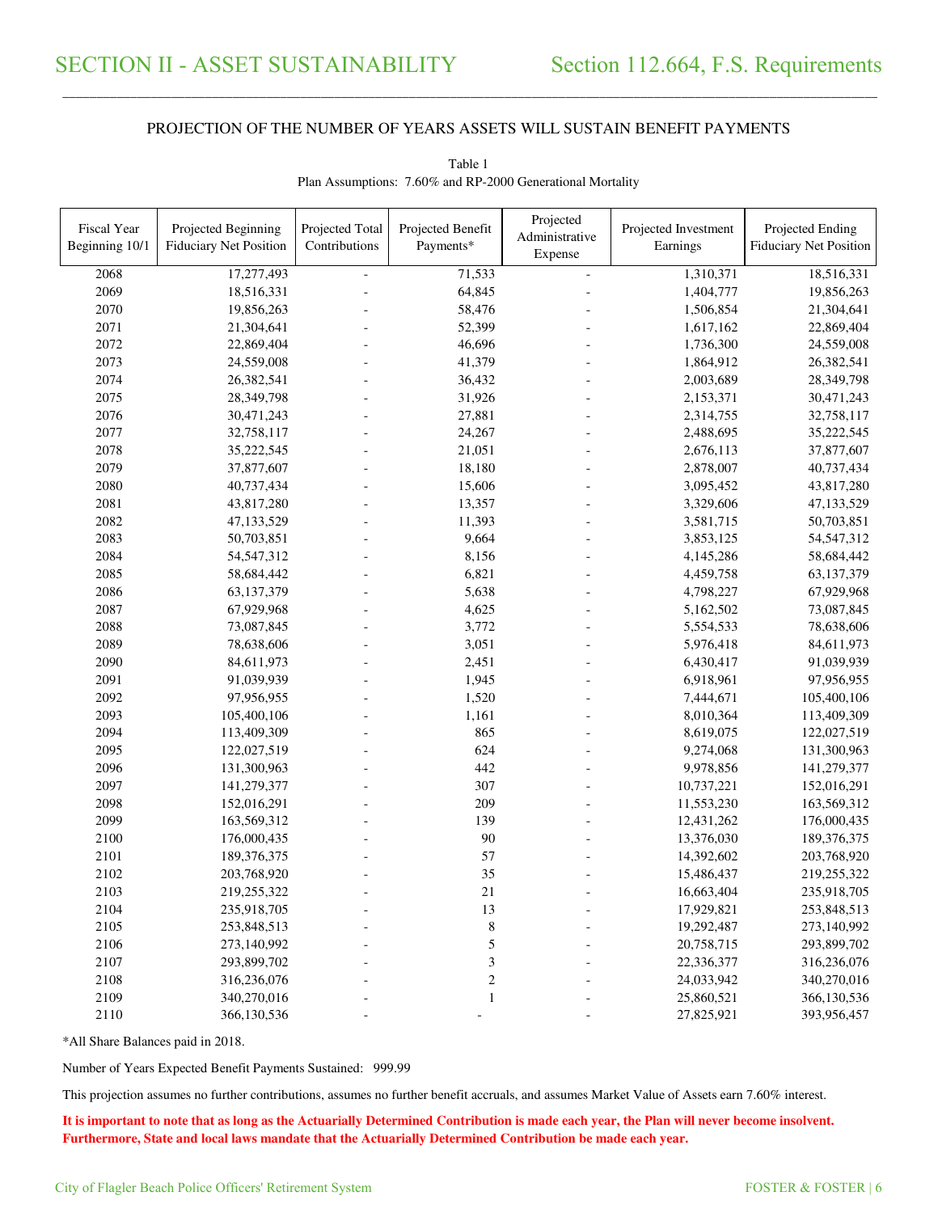# SECTION II - ASSET SUSTAINABILITY

## Section 112.664, F.S. Requirements

PROJECTION OF THE NUMBER OF YEARS ASSETS WILL SUSTAIN BENEFIT PAYMENTS

Table 1
Plan Assumptions: 7.60% and RP-2000 Generational Mortality

| Fiscal Year Beginning 10/1 | Projected Beginning Fiduciary Net Position | Projected Total Contributions | Projected Benefit Payments* | Projected Administrative Expense | Projected Investment Earnings | Projected Ending Fiduciary Net Position |
|---|---|---|---|---|---|---|
| 2068 | 17,277,493 | - | 71,533 | - | 1,310,371 | 18,516,331 |
| 2069 | 18,516,331 | - | 64,845 | - | 1,404,777 | 19,856,263 |
| 2070 | 19,856,263 | - | 58,476 | - | 1,506,854 | 21,304,641 |
| 2071 | 21,304,641 | - | 52,399 | - | 1,617,162 | 22,869,404 |
| 2072 | 22,869,404 | - | 46,696 | - | 1,736,300 | 24,559,008 |
| 2073 | 24,559,008 | - | 41,379 | - | 1,864,912 | 26,382,541 |
| 2074 | 26,382,541 | - | 36,432 | - | 2,003,689 | 28,349,798 |
| 2075 | 28,349,798 | - | 31,926 | - | 2,153,371 | 30,471,243 |
| 2076 | 30,471,243 | - | 27,881 | - | 2,314,755 | 32,758,117 |
| 2077 | 32,758,117 | - | 24,267 | - | 2,488,695 | 35,222,545 |
| 2078 | 35,222,545 | - | 21,051 | - | 2,676,113 | 37,877,607 |
| 2079 | 37,877,607 | - | 18,180 | - | 2,878,007 | 40,737,434 |
| 2080 | 40,737,434 | - | 15,606 | - | 3,095,452 | 43,817,280 |
| 2081 | 43,817,280 | - | 13,357 | - | 3,329,606 | 47,133,529 |
| 2082 | 47,133,529 | - | 11,393 | - | 3,581,715 | 50,703,851 |
| 2083 | 50,703,851 | - | 9,664 | - | 3,853,125 | 54,547,312 |
| 2084 | 54,547,312 | - | 8,156 | - | 4,145,286 | 58,684,442 |
| 2085 | 58,684,442 | - | 6,821 | - | 4,459,758 | 63,137,379 |
| 2086 | 63,137,379 | - | 5,638 | - | 4,798,227 | 67,929,968 |
| 2087 | 67,929,968 | - | 4,625 | - | 5,162,502 | 73,087,845 |
| 2088 | 73,087,845 | - | 3,772 | - | 5,554,533 | 78,638,606 |
| 2089 | 78,638,606 | - | 3,051 | - | 5,976,418 | 84,611,973 |
| 2090 | 84,611,973 | - | 2,451 | - | 6,430,417 | 91,039,939 |
| 2091 | 91,039,939 | - | 1,945 | - | 6,918,961 | 97,956,955 |
| 2092 | 97,956,955 | - | 1,520 | - | 7,444,671 | 105,400,106 |
| 2093 | 105,400,106 | - | 1,161 | - | 8,010,364 | 113,409,309 |
| 2094 | 113,409,309 | - | 865 | - | 8,619,075 | 122,027,519 |
| 2095 | 122,027,519 | - | 624 | - | 9,274,068 | 131,300,963 |
| 2096 | 131,300,963 | - | 442 | - | 9,978,856 | 141,279,377 |
| 2097 | 141,279,377 | - | 307 | - | 10,737,221 | 152,016,291 |
| 2098 | 152,016,291 | - | 209 | - | 11,553,230 | 163,569,312 |
| 2099 | 163,569,312 | - | 139 | - | 12,431,262 | 176,000,435 |
| 2100 | 176,000,435 | - | 90 | - | 13,376,030 | 189,376,375 |
| 2101 | 189,376,375 | - | 57 | - | 14,392,602 | 203,768,920 |
| 2102 | 203,768,920 | - | 35 | - | 15,486,437 | 219,255,322 |
| 2103 | 219,255,322 | - | 21 | - | 16,663,404 | 235,918,705 |
| 2104 | 235,918,705 | - | 13 | - | 17,929,821 | 253,848,513 |
| 2105 | 253,848,513 | - | 8 | - | 19,292,487 | 273,140,992 |
| 2106 | 273,140,992 | - | 5 | - | 20,758,715 | 293,899,702 |
| 2107 | 293,899,702 | - | 3 | - | 22,336,377 | 316,236,076 |
| 2108 | 316,236,076 | - | 2 | - | 24,033,942 | 340,270,016 |
| 2109 | 340,270,016 | - | 1 | - | 25,860,521 | 366,130,536 |
| 2110 | 366,130,536 | - | - | - | 27,825,921 | 393,956,457 |

*All Share Balances paid in 2018.

Number of Years Expected Benefit Payments Sustained: 999.99

This projection assumes no further contributions, assumes no further benefit accruals, and assumes Market Value of Assets earn 7.60% interest.

**It is important to note that as long as the Actuarially Determined Contribution is made each year, the Plan will never become insolvent. Furthermore, State and local laws mandate that the Actuarially Determined Contribution be made each year.**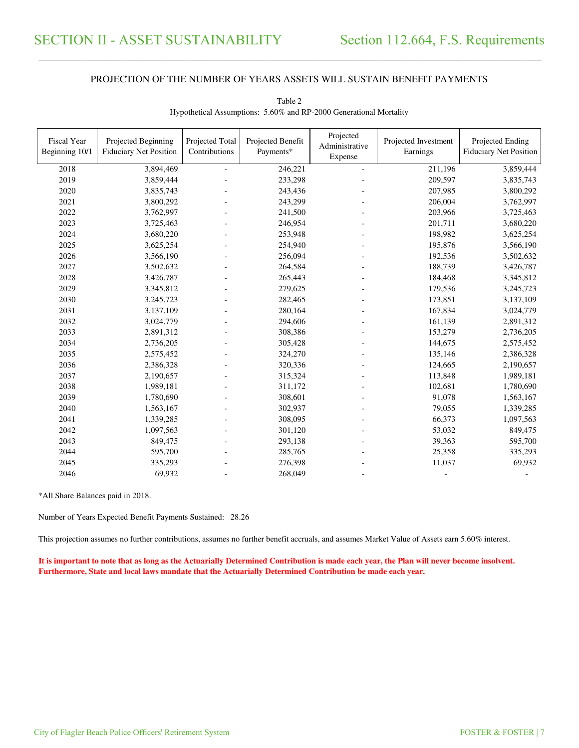# SECTION II - ASSET SUSTAINABILITY

## Section 112.664, F.S. Requirements

### PROJECTION OF THE NUMBER OF YEARS ASSETS WILL SUSTAIN BENEFIT PAYMENTS

Table 2
Hypothetical Assumptions: 5.60% and RP-2000 Generational Mortality

| Fiscal Year Beginning 10/1 | Projected Beginning Fiduciary Net Position | Projected Total Contributions | Projected Benefit Payments* | Projected Administrative Expense | Projected Investment Earnings | Projected Ending Fiduciary Net Position |
|---|---|---|---|---|---|---|
| 2018 | 3,894,469 | - | 246,221 | - | 211,196 | 3,859,444 |
| 2019 | 3,859,444 | - | 233,298 | - | 209,597 | 3,835,743 |
| 2020 | 3,835,743 | - | 243,436 | - | 207,985 | 3,800,292 |
| 2021 | 3,800,292 | - | 243,299 | - | 206,004 | 3,762,997 |
| 2022 | 3,762,997 | - | 241,500 | - | 203,966 | 3,725,463 |
| 2023 | 3,725,463 | - | 246,954 | - | 201,711 | 3,680,220 |
| 2024 | 3,680,220 | - | 253,948 | - | 198,982 | 3,625,254 |
| 2025 | 3,625,254 | - | 254,940 | - | 195,876 | 3,566,190 |
| 2026 | 3,566,190 | - | 256,094 | - | 192,536 | 3,502,632 |
| 2027 | 3,502,632 | - | 264,584 | - | 188,739 | 3,426,787 |
| 2028 | 3,426,787 | - | 265,443 | - | 184,468 | 3,345,812 |
| 2029 | 3,345,812 | - | 279,625 | - | 179,536 | 3,245,723 |
| 2030 | 3,245,723 | - | 282,465 | - | 173,851 | 3,137,109 |
| 2031 | 3,137,109 | - | 280,164 | - | 167,834 | 3,024,779 |
| 2032 | 3,024,779 | - | 294,606 | - | 161,139 | 2,891,312 |
| 2033 | 2,891,312 | - | 308,386 | - | 153,279 | 2,736,205 |
| 2034 | 2,736,205 | - | 305,428 | - | 144,675 | 2,575,452 |
| 2035 | 2,575,452 | - | 324,270 | - | 135,146 | 2,386,328 |
| 2036 | 2,386,328 | - | 320,336 | - | 124,665 | 2,190,657 |
| 2037 | 2,190,657 | - | 315,324 | - | 113,848 | 1,989,181 |
| 2038 | 1,989,181 | - | 311,172 | - | 102,681 | 1,780,690 |
| 2039 | 1,780,690 | - | 308,601 | - | 91,078 | 1,563,167 |
| 2040 | 1,563,167 | - | 302,937 | - | 79,055 | 1,339,285 |
| 2041 | 1,339,285 | - | 308,095 | - | 66,373 | 1,097,563 |
| 2042 | 1,097,563 | - | 301,120 | - | 53,032 | 849,475 |
| 2043 | 849,475 | - | 293,138 | - | 39,363 | 595,700 |
| 2044 | 595,700 | - | 285,765 | - | 25,358 | 335,293 |
| 2045 | 335,293 | - | 276,398 | - | 11,037 | 69,932 |
| 2046 | 69,932 | - | 268,049 | - | - | - |

*All Share Balances paid in 2018.

Number of Years Expected Benefit Payments Sustained: 28.26

This projection assumes no further contributions, assumes no further benefit accruals, and assumes Market Value of Assets earn 5.60% interest.

**It is important to note that as long as the Actuarially Determined Contribution is made each year, the Plan will never become insolvent. Furthermore, State and local laws mandate that the Actuarially Determined Contribution be made each year.**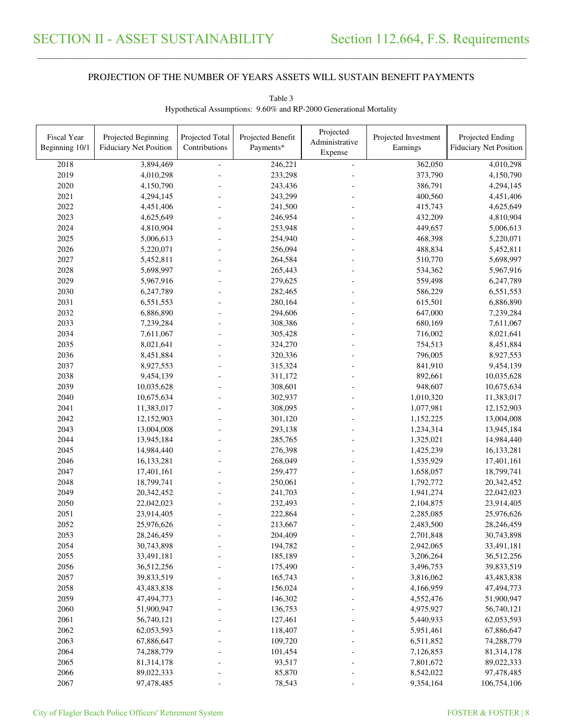# SECTION II - ASSET SUSTAINABILITY

# Section 112.664, F.S. Requirements

PROJECTION OF THE NUMBER OF YEARS ASSETS WILL SUSTAIN BENEFIT PAYMENTS

Table 3

Hypothetical Assumptions: 9.60% and RP-2000 Generational Mortality

| Fiscal Year Beginning 10/1 | Projected Beginning Fiduciary Net Position | Projected Total Contributions | Projected Benefit Payments* | Projected Administrative Expense | Projected Investment Earnings | Projected Ending Fiduciary Net Position |
|---|---|---|---|---|---|---|
| 2018 | 3,894,469 | - | 246,221 | - | 362,050 | 4,010,298 |
| 2019 | 4,010,298 | - | 233,298 | - | 373,790 | 4,150,790 |
| 2020 | 4,150,790 | - | 243,436 | - | 386,791 | 4,294,145 |
| 2021 | 4,294,145 | - | 243,299 | - | 400,560 | 4,451,406 |
| 2022 | 4,451,406 | - | 241,500 | - | 415,743 | 4,625,649 |
| 2023 | 4,625,649 | - | 246,954 | - | 432,209 | 4,810,904 |
| 2024 | 4,810,904 | - | 253,948 | - | 449,657 | 5,006,613 |
| 2025 | 5,006,613 | - | 254,940 | - | 468,398 | 5,220,071 |
| 2026 | 5,220,071 | - | 256,094 | - | 488,834 | 5,452,811 |
| 2027 | 5,452,811 | - | 264,584 | - | 510,770 | 5,698,997 |
| 2028 | 5,698,997 | - | 265,443 | - | 534,362 | 5,967,916 |
| 2029 | 5,967,916 | - | 279,625 | - | 559,498 | 6,247,789 |
| 2030 | 6,247,789 | - | 282,465 | - | 586,229 | 6,551,553 |
| 2031 | 6,551,553 | - | 280,164 | - | 615,501 | 6,886,890 |
| 2032 | 6,886,890 | - | 294,606 | - | 647,000 | 7,239,284 |
| 2033 | 7,239,284 | - | 308,386 | - | 680,169 | 7,611,067 |
| 2034 | 7,611,067 | - | 305,428 | - | 716,002 | 8,021,641 |
| 2035 | 8,021,641 | - | 324,270 | - | 754,513 | 8,451,884 |
| 2036 | 8,451,884 | - | 320,336 | - | 796,005 | 8,927,553 |
| 2037 | 8,927,553 | - | 315,324 | - | 841,910 | 9,454,139 |
| 2038 | 9,454,139 | - | 311,172 | - | 892,661 | 10,035,628 |
| 2039 | 10,035,628 | - | 308,601 | - | 948,607 | 10,675,634 |
| 2040 | 10,675,634 | - | 302,937 | - | 1,010,320 | 11,383,017 |
| 2041 | 11,383,017 | - | 308,095 | - | 1,077,981 | 12,152,903 |
| 2042 | 12,152,903 | - | 301,120 | - | 1,152,225 | 13,004,008 |
| 2043 | 13,004,008 | - | 293,138 | - | 1,234,314 | 13,945,184 |
| 2044 | 13,945,184 | - | 285,765 | - | 1,325,021 | 14,984,440 |
| 2045 | 14,984,440 | - | 276,398 | - | 1,425,239 | 16,133,281 |
| 2046 | 16,133,281 | - | 268,049 | - | 1,535,929 | 17,401,161 |
| 2047 | 17,401,161 | - | 259,477 | - | 1,658,057 | 18,799,741 |
| 2048 | 18,799,741 | - | 250,061 | - | 1,792,772 | 20,342,452 |
| 2049 | 20,342,452 | - | 241,703 | - | 1,941,274 | 22,042,023 |
| 2050 | 22,042,023 | - | 232,493 | - | 2,104,875 | 23,914,405 |
| 2051 | 23,914,405 | - | 222,864 | - | 2,285,085 | 25,976,626 |
| 2052 | 25,976,626 | - | 213,667 | - | 2,483,500 | 28,246,459 |
| 2053 | 28,246,459 | - | 204,409 | - | 2,701,848 | 30,743,898 |
| 2054 | 30,743,898 | - | 194,782 | - | 2,942,065 | 33,491,181 |
| 2055 | 33,491,181 | - | 185,189 | - | 3,206,264 | 36,512,256 |
| 2056 | 36,512,256 | - | 175,490 | - | 3,496,753 | 39,833,519 |
| 2057 | 39,833,519 | - | 165,743 | - | 3,816,062 | 43,483,838 |
| 2058 | 43,483,838 | - | 156,024 | - | 4,166,959 | 47,494,773 |
| 2059 | 47,494,773 | - | 146,302 | - | 4,552,476 | 51,900,947 |
| 2060 | 51,900,947 | - | 136,753 | - | 4,975,927 | 56,740,121 |
| 2061 | 56,740,121 | - | 127,461 | - | 5,440,933 | 62,053,593 |
| 2062 | 62,053,593 | - | 118,407 | - | 5,951,461 | 67,886,647 |
| 2063 | 67,886,647 | - | 109,720 | - | 6,511,852 | 74,288,779 |
| 2064 | 74,288,779 | - | 101,454 | - | 7,126,853 | 81,314,178 |
| 2065 | 81,314,178 | - | 93,517 | - | 7,801,672 | 89,022,333 |
| 2066 | 89,022,333 | - | 85,870 | - | 8,542,022 | 97,478,485 |
| 2067 | 97,478,485 | - | 78,543 | - | 9,354,164 | 106,754,106 |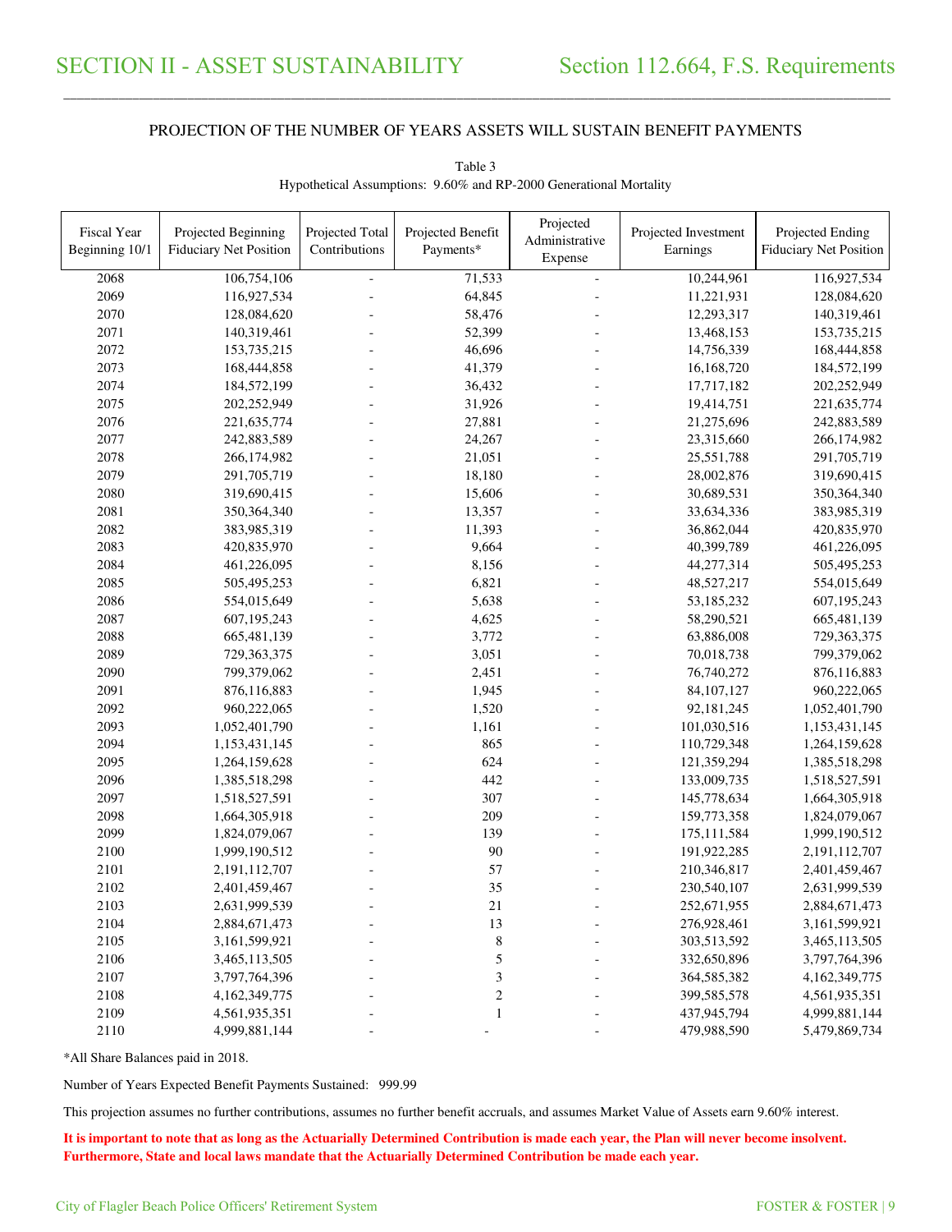# SECTION II - ASSET SUSTAINABILITY

## Section 112.664, F.S. Requirements

### PROJECTION OF THE NUMBER OF YEARS ASSETS WILL SUSTAIN BENEFIT PAYMENTS

Table 3
Hypothetical Assumptions: 9.60% and RP-2000 Generational Mortality

| Fiscal Year Beginning 10/1 | Projected Beginning Fiduciary Net Position | Projected Total Contributions | Projected Benefit Payments* | Projected Administrative Expense | Projected Investment Earnings | Projected Ending Fiduciary Net Position |
|---|---|---|---|---|---|---|
| 2068 | 106,754,106 | - | 71,533 | - | 10,244,961 | 116,927,534 |
| 2069 | 116,927,534 | - | 64,845 | - | 11,221,931 | 128,084,620 |
| 2070 | 128,084,620 | - | 58,476 | - | 12,293,317 | 140,319,461 |
| 2071 | 140,319,461 | - | 52,399 | - | 13,468,153 | 153,735,215 |
| 2072 | 153,735,215 | - | 46,696 | - | 14,756,339 | 168,444,858 |
| 2073 | 168,444,858 | - | 41,379 | - | 16,168,720 | 184,572,199 |
| 2074 | 184,572,199 | - | 36,432 | - | 17,717,182 | 202,252,949 |
| 2075 | 202,252,949 | - | 31,926 | - | 19,414,751 | 221,635,774 |
| 2076 | 221,635,774 | - | 27,881 | - | 21,275,696 | 242,883,589 |
| 2077 | 242,883,589 | - | 24,267 | - | 23,315,660 | 266,174,982 |
| 2078 | 266,174,982 | - | 21,051 | - | 25,551,788 | 291,705,719 |
| 2079 | 291,705,719 | - | 18,180 | - | 28,002,876 | 319,690,415 |
| 2080 | 319,690,415 | - | 15,606 | - | 30,689,531 | 350,364,340 |
| 2081 | 350,364,340 | - | 13,357 | - | 33,634,336 | 383,985,319 |
| 2082 | 383,985,319 | - | 11,393 | - | 36,862,044 | 420,835,970 |
| 2083 | 420,835,970 | - | 9,664 | - | 40,399,789 | 461,226,095 |
| 2084 | 461,226,095 | - | 8,156 | - | 44,277,314 | 505,495,253 |
| 2085 | 505,495,253 | - | 6,821 | - | 48,527,217 | 554,015,649 |
| 2086 | 554,015,649 | - | 5,638 | - | 53,185,232 | 607,195,243 |
| 2087 | 607,195,243 | - | 4,625 | - | 58,290,521 | 665,481,139 |
| 2088 | 665,481,139 | - | 3,772 | - | 63,886,008 | 729,363,375 |
| 2089 | 729,363,375 | - | 3,051 | - | 70,018,738 | 799,379,062 |
| 2090 | 799,379,062 | - | 2,451 | - | 76,740,272 | 876,116,883 |
| 2091 | 876,116,883 | - | 1,945 | - | 84,107,127 | 960,222,065 |
| 2092 | 960,222,065 | - | 1,520 | - | 92,181,245 | 1,052,401,790 |
| 2093 | 1,052,401,790 | - | 1,161 | - | 101,030,516 | 1,153,431,145 |
| 2094 | 1,153,431,145 | - | 865 | - | 110,729,348 | 1,264,159,628 |
| 2095 | 1,264,159,628 | - | 624 | - | 121,359,294 | 1,385,518,298 |
| 2096 | 1,385,518,298 | - | 442 | - | 133,009,735 | 1,518,527,591 |
| 2097 | 1,518,527,591 | - | 307 | - | 145,778,634 | 1,664,305,918 |
| 2098 | 1,664,305,918 | - | 209 | - | 159,773,358 | 1,824,079,067 |
| 2099 | 1,824,079,067 | - | 139 | - | 175,111,584 | 1,999,190,512 |
| 2100 | 1,999,190,512 | - | 90 | - | 191,922,285 | 2,191,112,707 |
| 2101 | 2,191,112,707 | - | 57 | - | 210,346,817 | 2,401,459,467 |
| 2102 | 2,401,459,467 | - | 35 | - | 230,540,107 | 2,631,999,539 |
| 2103 | 2,631,999,539 | - | 21 | - | 252,671,955 | 2,884,671,473 |
| 2104 | 2,884,671,473 | - | 13 | - | 276,928,461 | 3,161,599,921 |
| 2105 | 3,161,599,921 | - | 8 | - | 303,513,592 | 3,465,113,505 |
| 2106 | 3,465,113,505 | - | 5 | - | 332,650,896 | 3,797,764,396 |
| 2107 | 3,797,764,396 | - | 3 | - | 364,585,382 | 4,162,349,775 |
| 2108 | 4,162,349,775 | - | 2 | - | 399,585,578 | 4,561,935,351 |
| 2109 | 4,561,935,351 | - | 1 | - | 437,945,794 | 4,999,881,144 |
| 2110 | 4,999,881,144 | - | - | - | 479,988,590 | 5,479,869,734 |

*All Share Balances paid in 2018.

Number of Years Expected Benefit Payments Sustained: 999.99

This projection assumes no further contributions, assumes no further benefit accruals, and assumes Market Value of Assets earn 9.60% interest.

**It is important to note that as long as the Actuarially Determined Contribution is made each year, the Plan will never become insolvent. Furthermore, State and local laws mandate that the Actuarially Determined Contribution be made each year.**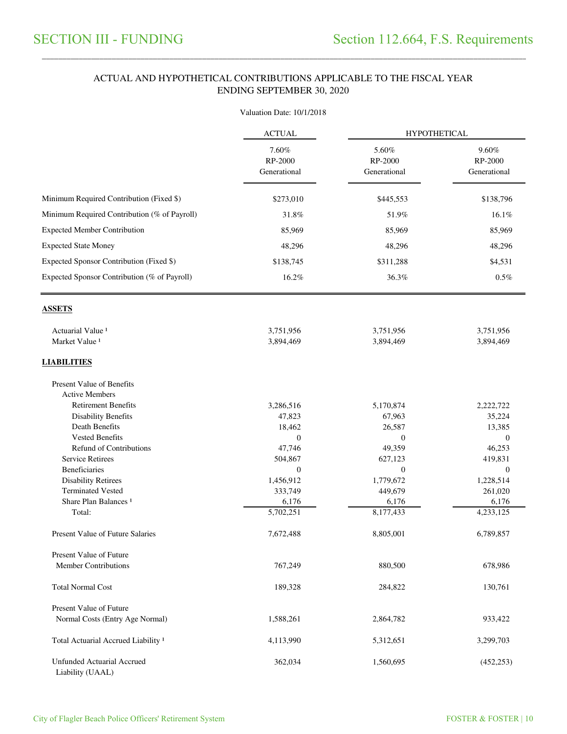# SECTION III - FUNDING

## Section 112.664, F.S. Requirements

### ACTUAL AND HYPOTHETICAL CONTRIBUTIONS APPLICABLE TO THE FISCAL YEAR ENDING SEPTEMBER 30, 2020

Valuation Date: 10/1/2018

| | ACTUAL | HYPOTHETICAL | |
|---|---|---|---|
| | 7.60% RP-2000 Generational | 5.60% RP-2000 Generational | 9.60% RP-2000 Generational |
| Minimum Required Contribution (Fixed $) | $273,010 | $445,553 | $138,796 |
| Minimum Required Contribution (% of Payroll) | 31.8% | 51.9% | 16.1% |
| Expected Member Contribution | 85,969 | 85,969 | 85,969 |
| Expected State Money | 48,296 | 48,296 | 48,296 |
| Expected Sponsor Contribution (Fixed $) | $138,745 | $311,288 | $4,531 |
| Expected Sponsor Contribution (% of Payroll) | 16.2% | 36.3% | 0.5% |
| **ASSETS** | | | |
| Actuarial Value [1] | 3,751,956 | 3,751,956 | 3,751,956 |
| Market Value [1] | 3,894,469 | 3,894,469 | 3,894,469 |
| **LIABILITIES** | | | |
| Present Value of Benefits | | | |
| Active Members | | | |
| Retirement Benefits | 3,286,516 | 5,170,874 | 2,222,722 |
| Disability Benefits | 47,823 | 67,963 | 35,224 |
| Death Benefits | 18,462 | 26,587 | 13,385 |
| Vested Benefits | 0 | 0 | 0 |
| Refund of Contributions | 47,746 | 49,359 | 46,253 |
| Service Retirees | 504,867 | 627,123 | 419,831 |
| Beneficiaries | 0 | 0 | 0 |
| Disability Retirees | 1,456,912 | 1,779,672 | 1,228,514 |
| Terminated Vested | 333,749 | 449,679 | 261,020 |
| Share Plan Balances [1] | 6,176 | 6,176 | 6,176 |
| Total: | 5,702,251 | 8,177,433 | 4,233,125 |
| Present Value of Future Salaries | 7,672,488 | 8,805,001 | 6,789,857 |
| Present Value of Future Member Contributions | 767,249 | 880,500 | 678,986 |
| Total Normal Cost | 189,328 | 284,822 | 130,761 |
| Present Value of Future Normal Costs (Entry Age Normal) | 1,588,261 | 2,864,782 | 933,422 |
| Total Actuarial Accrued Liability [1] | 4,113,990 | 5,312,651 | 3,299,703 |
| Unfunded Actuarial Accrued Liability (UAAL) | 362,034 | 1,560,695 | (452,253) |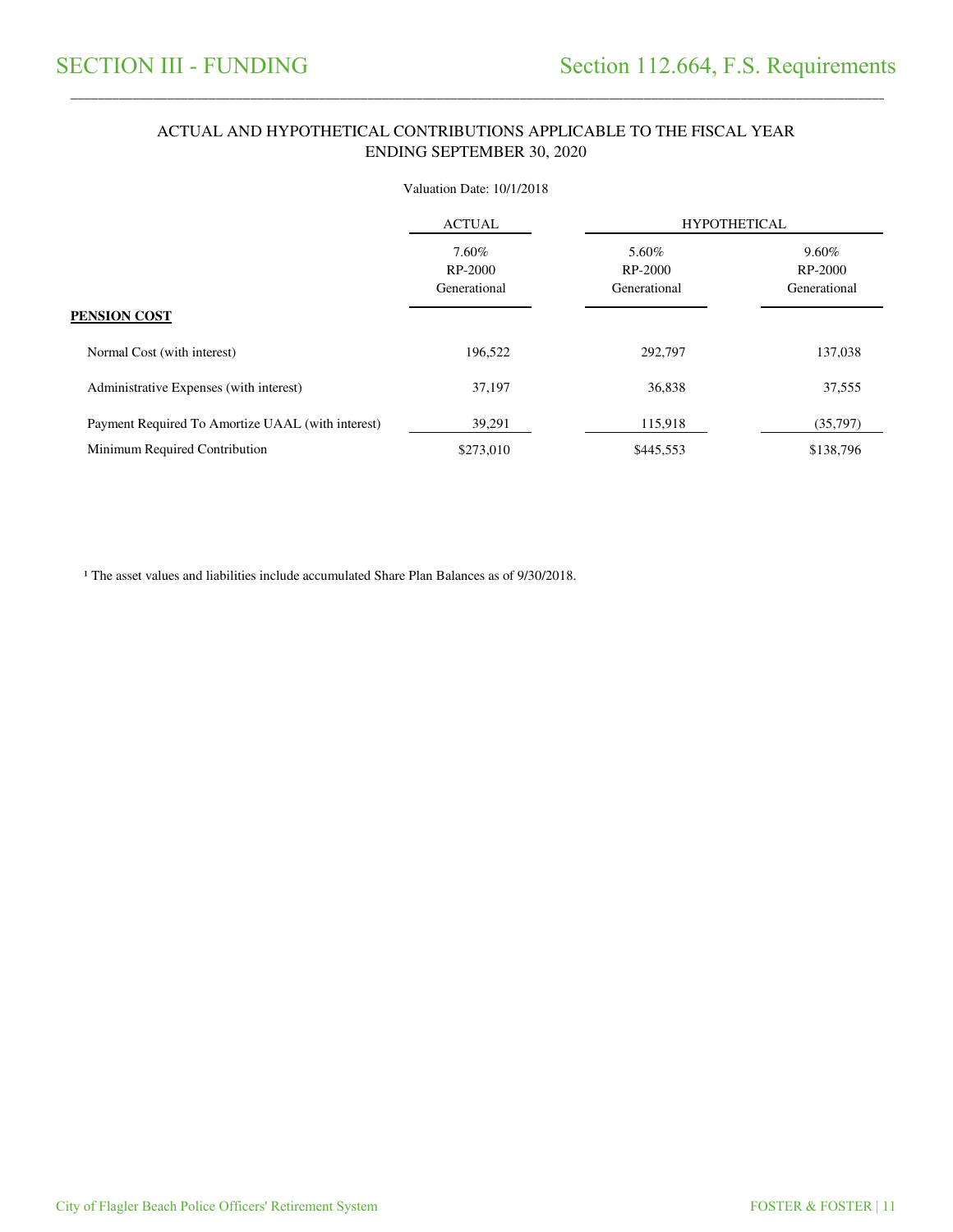# SECTION III - FUNDING

## Section 112.664, F.S. Requirements

### ACTUAL AND HYPOTHETICAL CONTRIBUTIONS APPLICABLE TO THE FISCAL YEAR ENDING SEPTEMBER 30, 2020

Valuation Date: 10/1/2018

| | ACTUAL | HYPOTHETICAL | |
|---|---|---|---|
| | 7.60% RP-2000 Generational | 5.60% RP-2000 Generational | 9.60% RP-2000 Generational |
| **PENSION COST** | | | |
| Normal Cost (with interest) | 196,522 | 292,797 | 137,038 |
| Administrative Expenses (with interest) | 37,197 | 36,838 | 37,555 |
| Payment Required To Amortize UAAL (with interest) | 39,291 | 115,918 | (35,797) |
| Minimum Required Contribution | $273,010 | $445,553 | $138,796 |

[1] The asset values and liabilities include accumulated Share Plan Balances as of 9/30/2018.